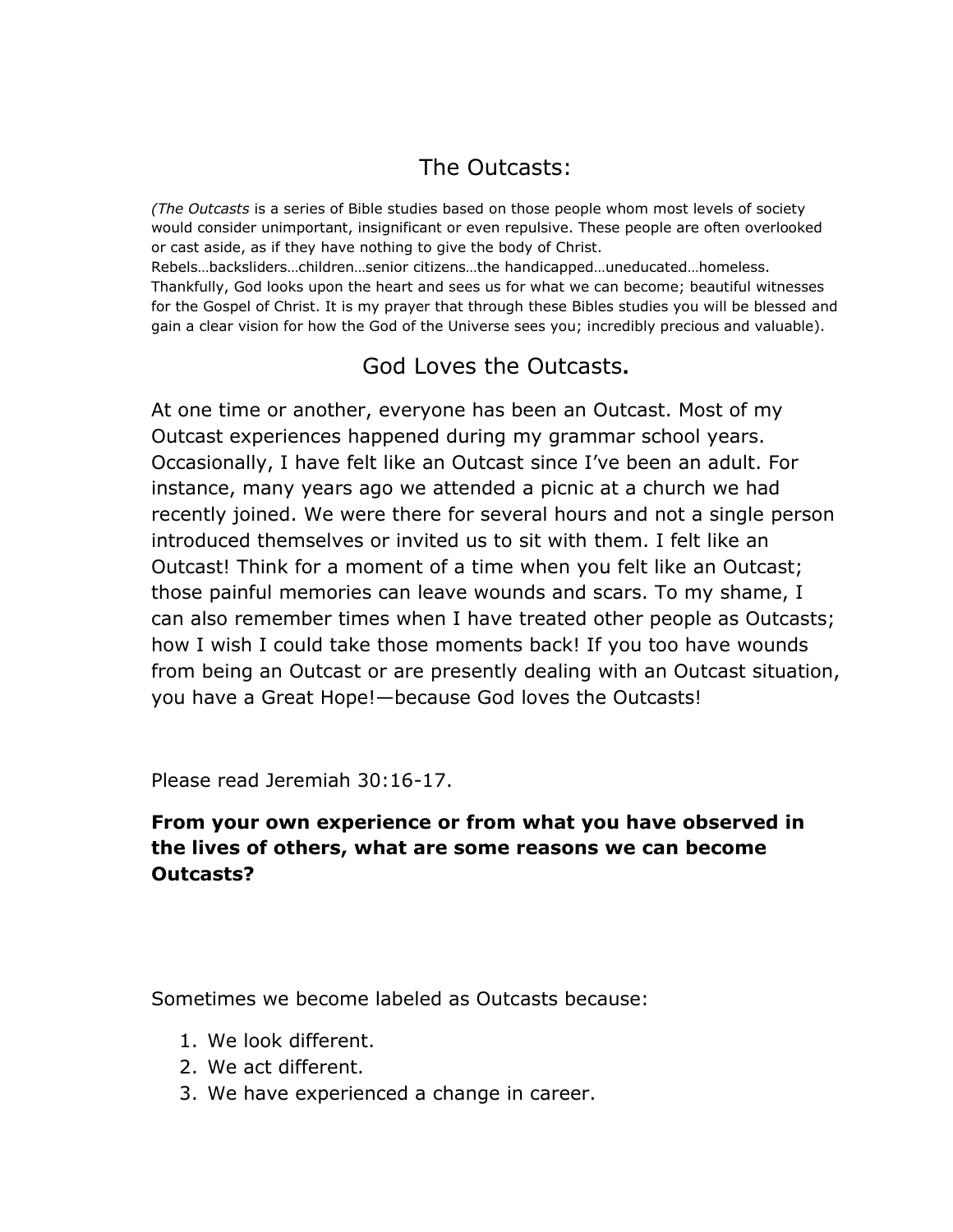# The Outcasts:

*(The Outcasts* is a series of Bible studies based on those people whom most levels of society would consider unimportant, insignificant or even repulsive. These people are often overlooked or cast aside, as if they have nothing to give the body of Christ. Rebels…backsliders…children…senior citizens…the handicapped…uneducated…homeless. Thankfully, God looks upon the heart and sees us for what we can become; beautiful witnesses for the Gospel of Christ. It is my prayer that through these Bibles studies you will be blessed and gain a clear vision for how the God of the Universe sees you; incredibly precious and valuable).

## God Loves the Outcasts**.**

At one time or another, everyone has been an Outcast. Most of my Outcast experiences happened during my grammar school years. Occasionally, I have felt like an Outcast since I've been an adult. For instance, many years ago we attended a picnic at a church we had recently joined. We were there for several hours and not a single person introduced themselves or invited us to sit with them. I felt like an Outcast! Think for a moment of a time when you felt like an Outcast; those painful memories can leave wounds and scars. To my shame, I can also remember times when I have treated other people as Outcasts; how I wish I could take those moments back! If you too have wounds from being an Outcast or are presently dealing with an Outcast situation, you have a Great Hope!—because God loves the Outcasts!

Please read Jeremiah 30:16-17.

**From your own experience or from what you have observed in the lives of others, what are some reasons we can become Outcasts?**

Sometimes we become labeled as Outcasts because:

1. We look different.
2. We act different.
3. We have experienced a change in career.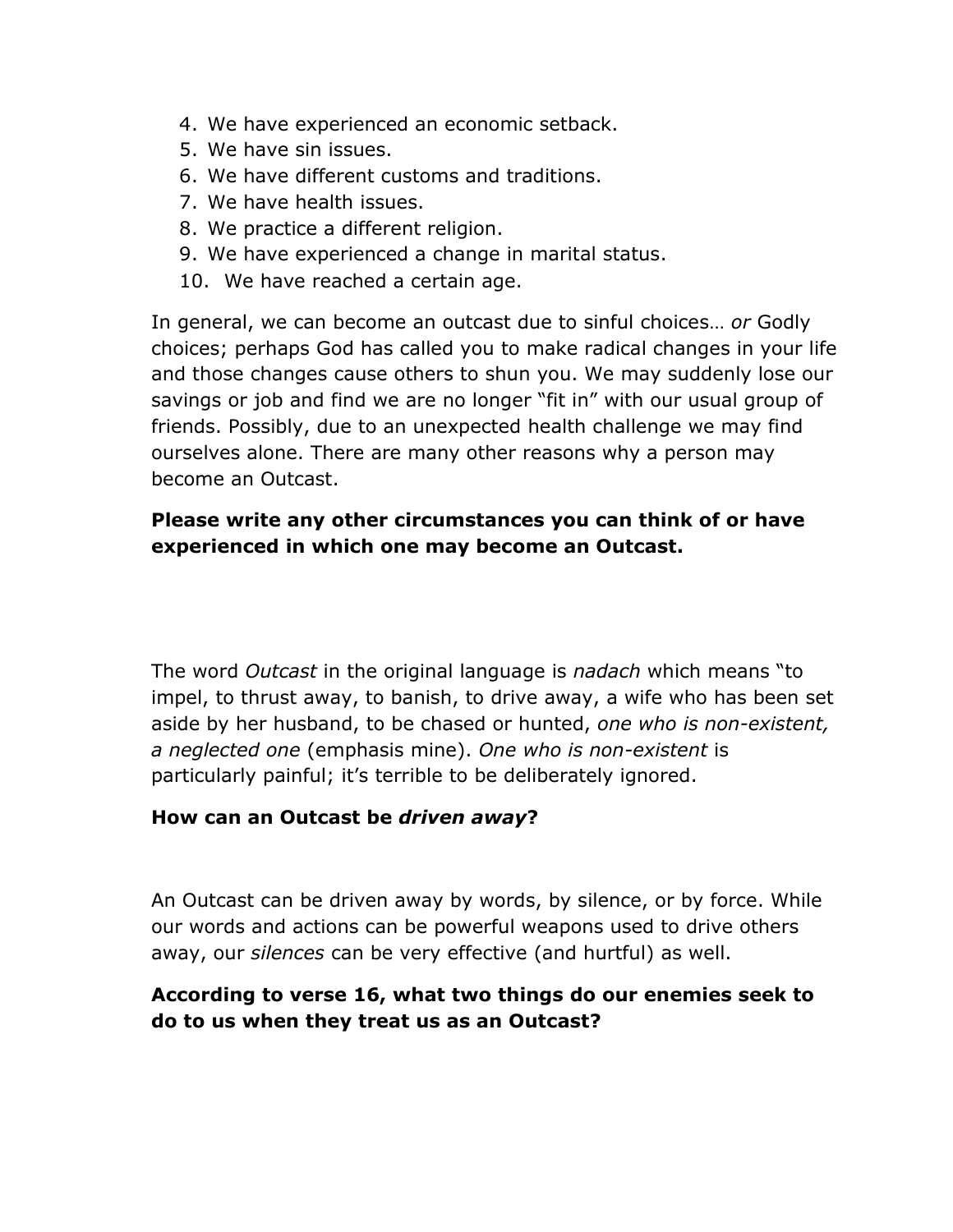4. We have experienced an economic setback.
5. We have sin issues.
6. We have different customs and traditions.
7. We have health issues.
8. We practice a different religion.
9. We have experienced a change in marital status.
10. We have reached a certain age.

In general, we can become an outcast due to sinful choices… *or* Godly choices; perhaps God has called you to make radical changes in your life and those changes cause others to shun you. We may suddenly lose our savings or job and find we are no longer "fit in" with our usual group of friends. Possibly, due to an unexpected health challenge we may find ourselves alone. There are many other reasons why a person may become an Outcast.

**Please write any other circumstances you can think of or have experienced in which one may become an Outcast.**

The word *Outcast* in the original language is *nadach* which means "to impel, to thrust away, to banish, to drive away, a wife who has been set aside by her husband, to be chased or hunted, *one who is non-existent, a neglected one* (emphasis mine). *One who is non-existent* is particularly painful; it's terrible to be deliberately ignored.

**How can an Outcast be *driven away*?**

An Outcast can be driven away by words, by silence, or by force. While our words and actions can be powerful weapons used to drive others away, our *silences* can be very effective (and hurtful) as well.

**According to verse 16, what two things do our enemies seek to do to us when they treat us as an Outcast?**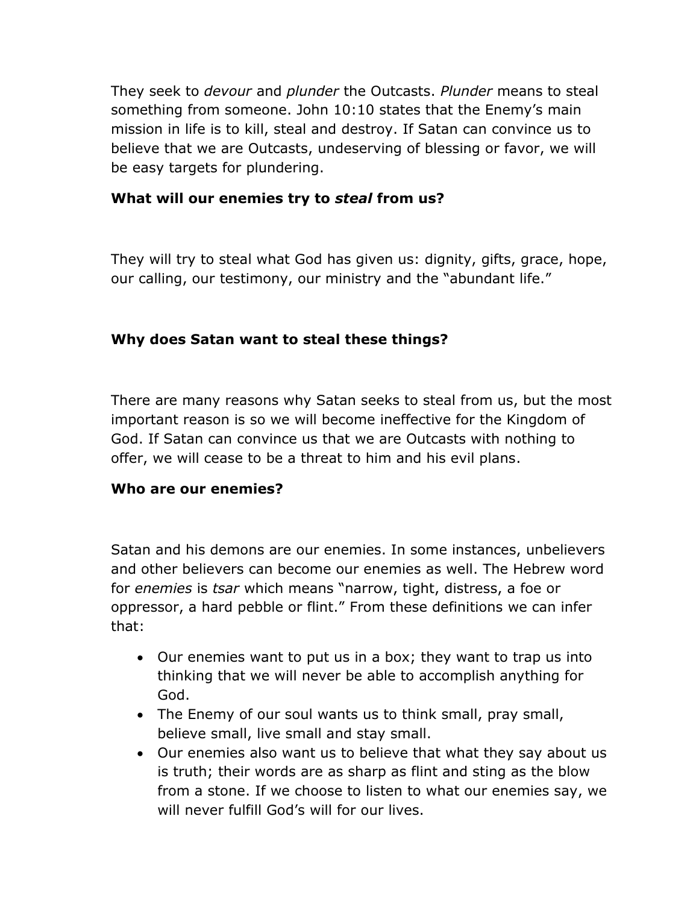They seek to *devour* and *plunder* the Outcasts. *Plunder* means to steal something from someone. John 10:10 states that the Enemy's main mission in life is to kill, steal and destroy. If Satan can convince us to believe that we are Outcasts, undeserving of blessing or favor, we will be easy targets for plundering.

**What will our enemies try to *steal* from us?**

They will try to steal what God has given us: dignity, gifts, grace, hope, our calling, our testimony, our ministry and the "abundant life."

**Why does Satan want to steal these things?**

There are many reasons why Satan seeks to steal from us, but the most important reason is so we will become ineffective for the Kingdom of God. If Satan can convince us that we are Outcasts with nothing to offer, we will cease to be a threat to him and his evil plans.

**Who are our enemies?**

Satan and his demons are our enemies. In some instances, unbelievers and other believers can become our enemies as well. The Hebrew word for *enemies* is *tsar* which means "narrow, tight, distress, a foe or oppressor, a hard pebble or flint." From these definitions we can infer that:

- Our enemies want to put us in a box; they want to trap us into thinking that we will never be able to accomplish anything for God.
- The Enemy of our soul wants us to think small, pray small, believe small, live small and stay small.
- Our enemies also want us to believe that what they say about us is truth; their words are as sharp as flint and sting as the blow from a stone. If we choose to listen to what our enemies say, we will never fulfill God's will for our lives.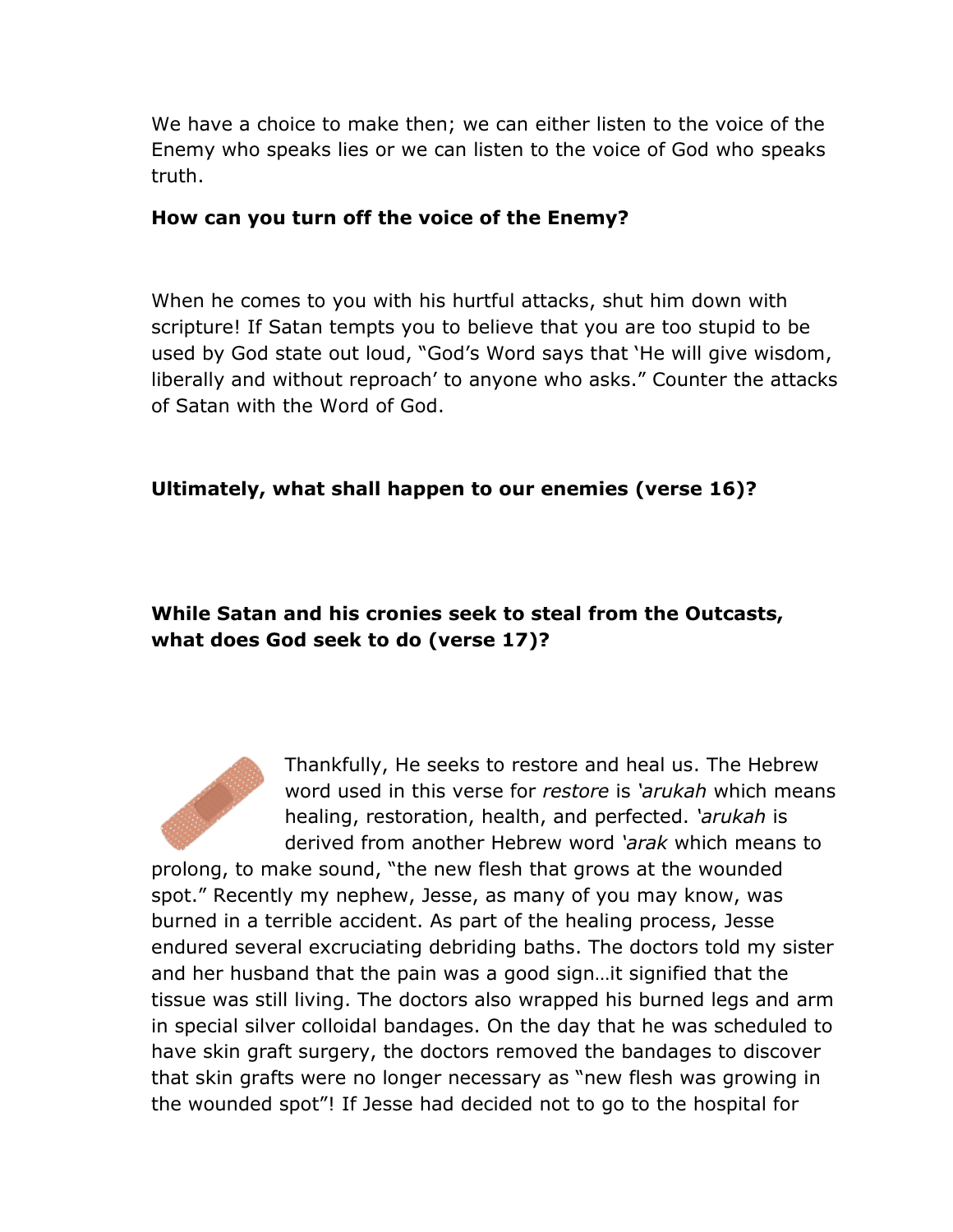We have a choice to make then; we can either listen to the voice of the Enemy who speaks lies or we can listen to the voice of God who speaks truth.

**How can you turn off the voice of the Enemy?**

When he comes to you with his hurtful attacks, shut him down with scripture! If Satan tempts you to believe that you are too stupid to be used by God state out loud, "God's Word says that 'He will give wisdom, liberally and without reproach' to anyone who asks." Counter the attacks of Satan with the Word of God.

**Ultimately, what shall happen to our enemies (verse 16)?**

**While Satan and his cronies seek to steal from the Outcasts, what does God seek to do (verse 17)?**

Thankfully, He seeks to restore and heal us. The Hebrew word used in this verse for *restore* is *'arukah* which means healing, restoration, health, and perfected. *'arukah* is derived from another Hebrew word *'arak* which means to prolong, to make sound, "the new flesh that grows at the wounded spot." Recently my nephew, Jesse, as many of you may know, was burned in a terrible accident. As part of the healing process, Jesse endured several excruciating debriding baths. The doctors told my sister and her husband that the pain was a good sign…it signified that the tissue was still living. The doctors also wrapped his burned legs and arm in special silver colloidal bandages. On the day that he was scheduled to have skin graft surgery, the doctors removed the bandages to discover that skin grafts were no longer necessary as "new flesh was growing in the wounded spot"! If Jesse had decided not to go to the hospital for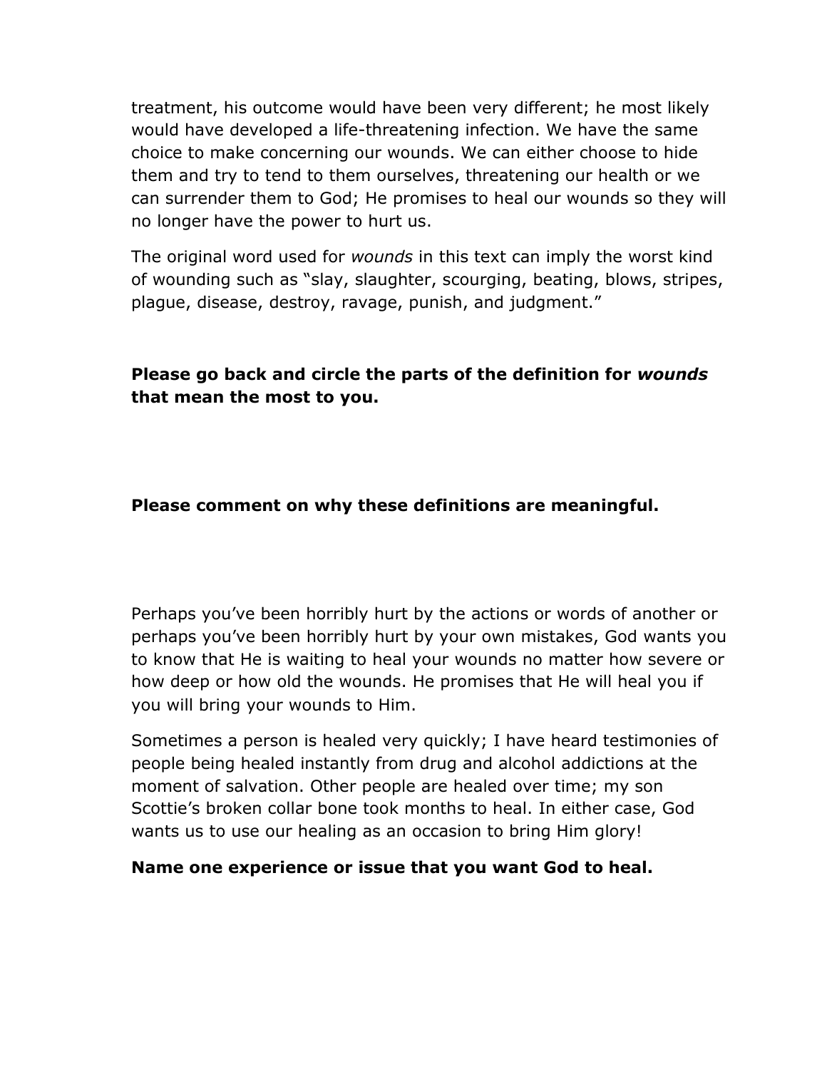treatment, his outcome would have been very different; he most likely would have developed a life-threatening infection. We have the same choice to make concerning our wounds. We can either choose to hide them and try to tend to them ourselves, threatening our health or we can surrender them to God; He promises to heal our wounds so they will no longer have the power to hurt us.

The original word used for *wounds* in this text can imply the worst kind of wounding such as "slay, slaughter, scourging, beating, blows, stripes, plague, disease, destroy, ravage, punish, and judgment."

**Please go back and circle the parts of the definition for *wounds* that mean the most to you.**

**Please comment on why these definitions are meaningful.**

Perhaps you've been horribly hurt by the actions or words of another or perhaps you've been horribly hurt by your own mistakes, God wants you to know that He is waiting to heal your wounds no matter how severe or how deep or how old the wounds. He promises that He will heal you if you will bring your wounds to Him.

Sometimes a person is healed very quickly; I have heard testimonies of people being healed instantly from drug and alcohol addictions at the moment of salvation. Other people are healed over time; my son Scottie's broken collar bone took months to heal. In either case, God wants us to use our healing as an occasion to bring Him glory!

**Name one experience or issue that you want God to heal.**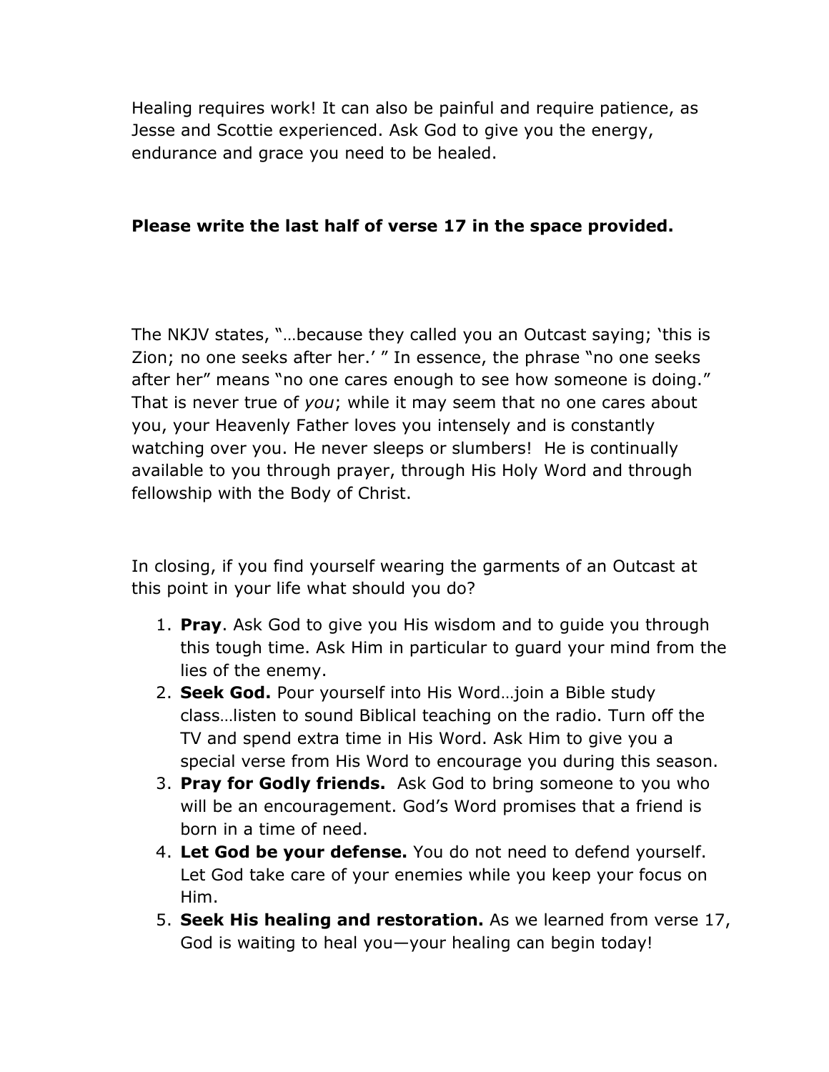Healing requires work! It can also be painful and require patience, as Jesse and Scottie experienced. Ask God to give you the energy, endurance and grace you need to be healed.

**Please write the last half of verse 17 in the space provided.**

The NKJV states, "…because they called you an Outcast saying; 'this is Zion; no one seeks after her.' " In essence, the phrase "no one seeks after her" means "no one cares enough to see how someone is doing." That is never true of *you*; while it may seem that no one cares about you, your Heavenly Father loves you intensely and is constantly watching over you. He never sleeps or slumbers! He is continually available to you through prayer, through His Holy Word and through fellowship with the Body of Christ.

In closing, if you find yourself wearing the garments of an Outcast at this point in your life what should you do?

1. **Pray**. Ask God to give you His wisdom and to guide you through this tough time. Ask Him in particular to guard your mind from the lies of the enemy.
2. **Seek God.** Pour yourself into His Word…join a Bible study class…listen to sound Biblical teaching on the radio. Turn off the TV and spend extra time in His Word. Ask Him to give you a special verse from His Word to encourage you during this season.
3. **Pray for Godly friends.** Ask God to bring someone to you who will be an encouragement. God's Word promises that a friend is born in a time of need.
4. **Let God be your defense.** You do not need to defend yourself. Let God take care of your enemies while you keep your focus on Him.
5. **Seek His healing and restoration.** As we learned from verse 17, God is waiting to heal you—your healing can begin today!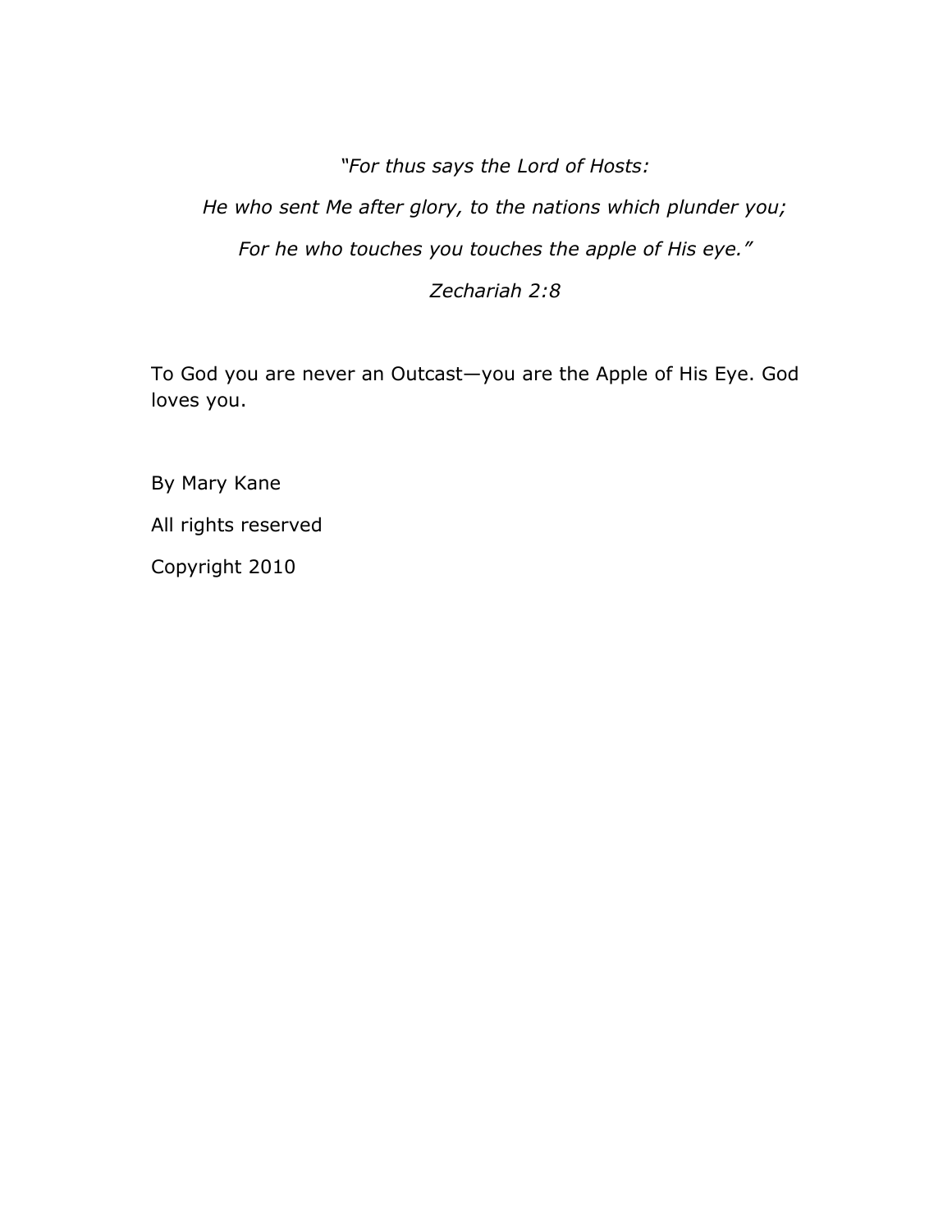*"For thus says the Lord of Hosts:*

*He who sent Me after glory, to the nations which plunder you;*

*For he who touches you touches the apple of His eye."*

*Zechariah 2:8*

To God you are never an Outcast—you are the Apple of His Eye. God loves you.

By Mary Kane

All rights reserved

Copyright 2010